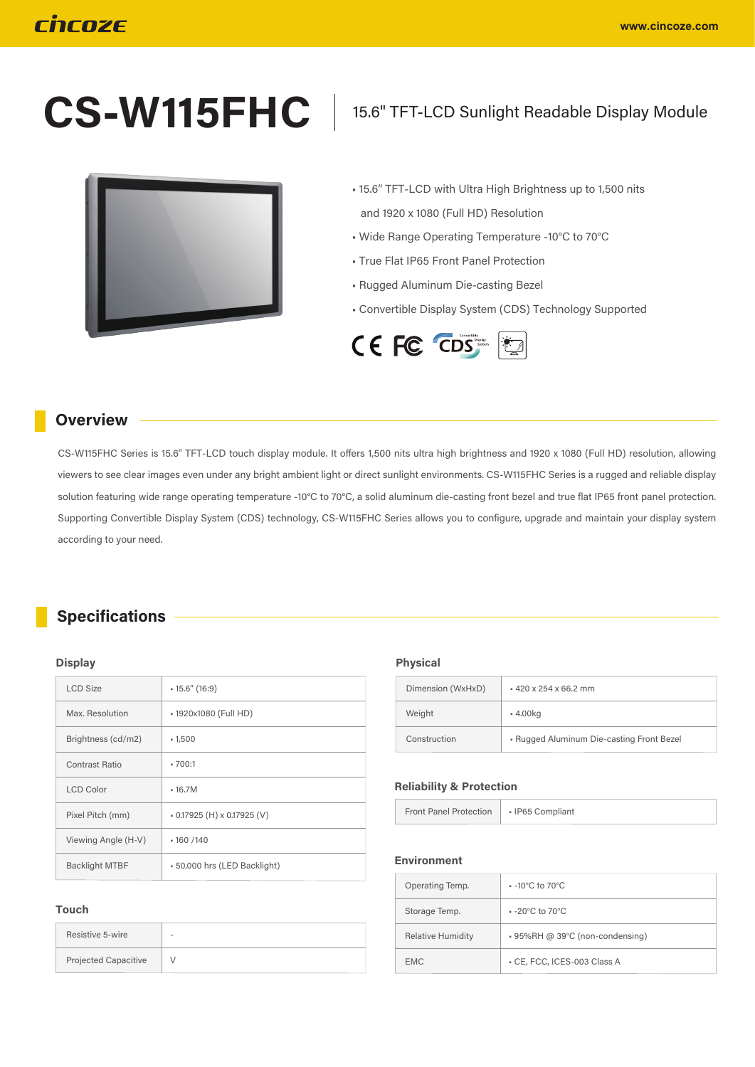# CS-W115FHC

15.6" TFT-LCD Sunlight Readable Display Module

- 15.6" TFT-LCD with Ultra High Brightness up to 1,500 nits and 1920 x 1080 (Full HD) Resolution
- Wide Range Operating Temperature -10°C to 70°C
- True Flat IP65 Front Panel Protection
- Rugged Aluminum Die-casting Bezel
- Convertible Display System (CDS) Technology Supported

## Overview

CS-W115FHC Series is 15.6" TFT-LCD touch display module. It offers 1,500 nits ultra high brightness and 1920 x 1080 (Full HD) resolution, allowing viewers to see clear images even under any bright ambient light or direct sunlight environments. CS-W115FHC Series is a rugged and reliable display solution featuring wide range operating temperature -10°C to 70°C, a solid aluminum die-casting front bezel and true flat IP65 front panel protection. Supporting Convertible Display System (CDS) technology, CS-W115FHC Series allows you to configure, upgrade and maintain your display system according to your need.

## Specifications

### Display

| | |
|---|---|
| LCD Size | • 15.6" (16:9) |
| Max. Resolution | • 1920x1080 (Full HD) |
| Brightness (cd/m2) | • 1,500 |
| Contrast Ratio | • 700:1 |
| LCD Color | • 16.7M |
| Pixel Pitch (mm) | • 0.17925 (H) x 0.17925 (V) |
| Viewing Angle (H-V) | • 160 /140 |
| Backlight MTBF | • 50,000 hrs (LED Backlight) |

### Touch

| | |
|---|---|
| Resistive 5-wire | - |
| Projected Capacitive | V |

### Physical

| | |
|---|---|
| Dimension (WxHxD) | • 420 x 254 x 66.2 mm |
| Weight | • 4.00kg |
| Construction | • Rugged Aluminum Die-casting Front Bezel |

### Reliability & Protection

| | |
|---|---|
| Front Panel Protection | • IP65 Compliant |

### Environment

| | |
|---|---|
| Operating Temp. | • -10°C to 70°C |
| Storage Temp. | • -20°C to 70°C |
| Relative Humidity | • 95%RH @ 39°C (non-condensing) |
| EMC | • CE, FCC, ICES-003 Class A |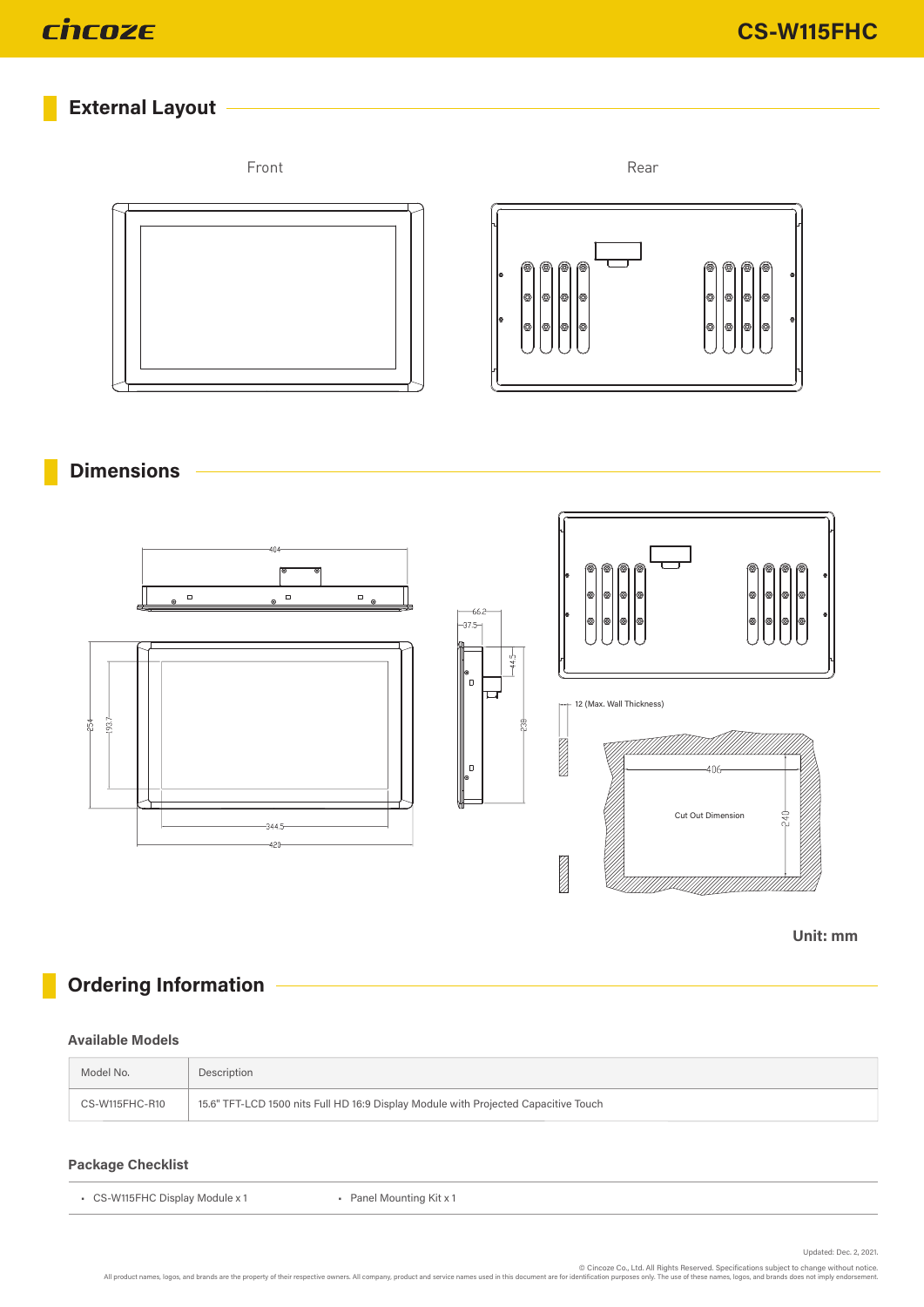## External Layout

Front

Rear

## Dimensions

404

66.2

37.5

44.5

254

193.7

238

344.5

420

12 (Max. Wall Thickness)

406

Cut Out Dimension

240

Unit: mm

## Ordering Information

### Available Models

| Model No. | Description |
|---|---|
| CS-W115FHC-R10 | 15.6" TFT-LCD 1500 nits Full HD 16:9 Display Module with Projected Capacitive Touch |

### Package Checklist

- CS-W115FHC Display Module x 1
- Panel Mounting Kit x 1

Updated: Dec. 2, 2021.

© Cincoze Co., Ltd. All Rights Reserved. Specifications subject to change without notice.
All product names, logos, and brands are the property of their respective owners. All company, product and service names used in this document are for identification purposes only. The use of these names, logos, and brands does not imply endorsement.